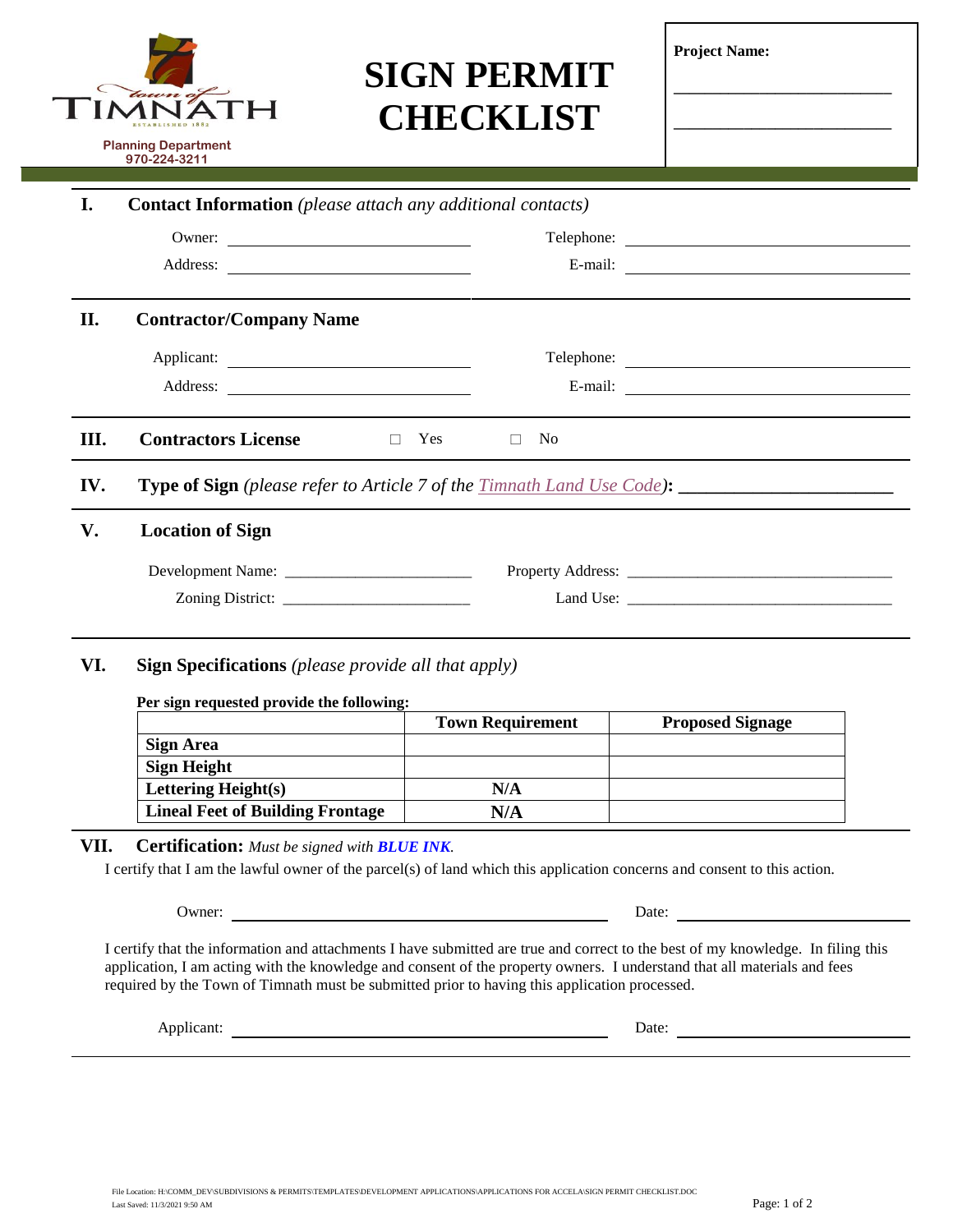Town of TIMNATH
ESTABLISHED 1882

Planning Department
970-224-3211

# SIGN PERMIT CHECKLIST

**Project Name:**

_______________________

_______________________

## I. Contact Information *(please attach any additional contacts)*

Owner: ____________________ Telephone: ____________________

Address: ____________________ E-mail: ____________________

## II. Contractor/Company Name

Applicant: ____________________ Telephone: ____________________

Address: ____________________ E-mail: ____________________

## III. Contractors License ☐ Yes ☐ No

## IV. Type of Sign *(please refer to Article 7 of the Timnath Land Use Code)*: ____________________

## V. Location of Sign

Development Name: ____________________ Property Address: ____________________

Zoning District: ____________________ Land Use: ____________________

## VI. Sign Specifications *(please provide all that apply)*

**Per sign requested provide the following:**

| | Town Requirement | Proposed Signage |
|---|---|---|
| **Sign Area** | | |
| **Sign Height** | | |
| **Lettering Height(s)** | **N/A** | |
| **Lineal Feet of Building Frontage** | **N/A** | |

## VII. Certification: *Must be signed with* ***BLUE INK****.*

I certify that I am the lawful owner of the parcel(s) of land which this application concerns and consent to this action.

Owner: ____________________ Date: ____________________

I certify that the information and attachments I have submitted are true and correct to the best of my knowledge. In filing this application, I am acting with the knowledge and consent of the property owners. I understand that all materials and fees required by the Town of Timnath must be submitted prior to having this application processed.

Applicant: ____________________ Date: ____________________

File Location: H:\COMM_DEV\SUBDIVISIONS & PERMITS\TEMPLATES\DEVELOPMENT APPLICATIONS\APPLICATIONS FOR ACCELA\SIGN PERMIT CHECKLIST.DOC
Last Saved: 11/3/2021 9:50 AM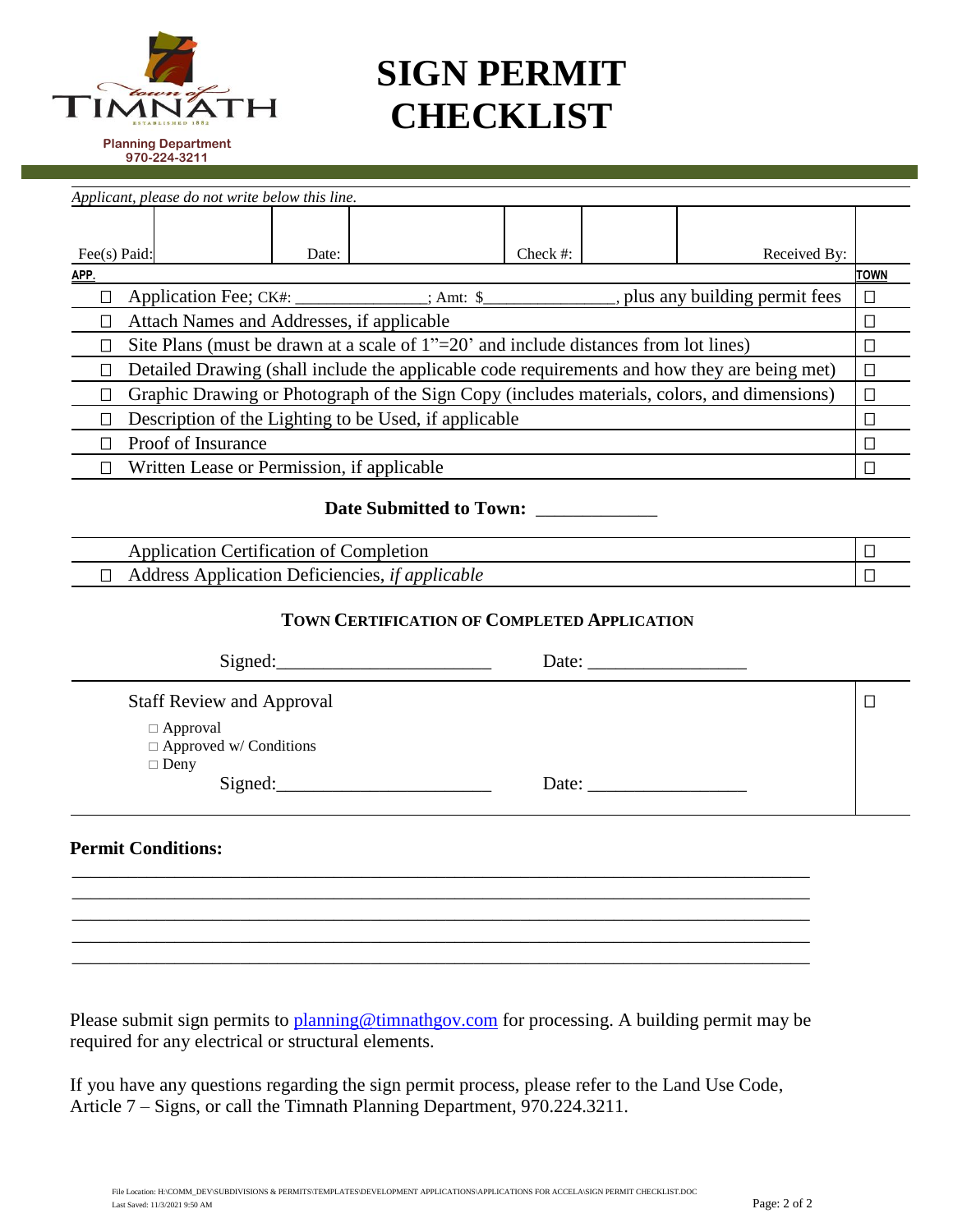Town of Timnath
ESTABLISHED 1882
Planning Department
970-224-3211

# SIGN PERMIT CHECKLIST

*Applicant, please do not write below this line.*

| Fee(s) Paid: | | Date: | | Check #: | | Received By: | |
|---|---|---|---|---|---|---|---|

| APP. | | TOWN |
|---|---|---|
| ☐ | Application Fee; CK#: _______________; Amt: $_______________, plus any building permit fees | ☐ |
| ☐ | Attach Names and Addresses, if applicable | ☐ |
| ☐ | Site Plans (must be drawn at a scale of 1"=20' and include distances from lot lines) | ☐ |
| ☐ | Detailed Drawing (shall include the applicable code requirements and how they are being met) | ☐ |
| ☐ | Graphic Drawing or Photograph of the Sign Copy (includes materials, colors, and dimensions) | ☐ |
| ☐ | Description of the Lighting to be Used, if applicable | ☐ |
| ☐ | Proof of Insurance | ☐ |
| ☐ | Written Lease or Permission, if applicable | ☐ |

**Date Submitted to Town:** _____________

| | | |
|---|---|---|
| | Application Certification of Completion | ☐ |
| ☐ | Address Application Deficiencies, *if applicable* | ☐ |

**TOWN CERTIFICATION OF COMPLETED APPLICATION**

Signed:_______________________ Date: _________________

| | |
|---|---|
| Staff Review and Approval<br>☐ Approval<br>☐ Approved w/ Conditions<br>☐ Deny<br>Signed:_______________________ Date: _________________ | ☐ |

**Permit Conditions:**

_____________________________________________________________________________
_____________________________________________________________________________
_____________________________________________________________________________
_____________________________________________________________________________
_____________________________________________________________________________

Please submit sign permits to planning@timnathgov.com for processing. A building permit may be required for any electrical or structural elements.

If you have any questions regarding the sign permit process, please refer to the Land Use Code, Article 7 – Signs, or call the Timnath Planning Department, 970.224.3211.

File Location: H:\COMM_DEV\SUBDIVISIONS & PERMITS\TEMPLATES\DEVELOPMENT APPLICATIONS\APPLICATIONS FOR ACCELA\SIGN PERMIT CHECKLIST.DOC
Last Saved: 11/3/2021 9:50 AM